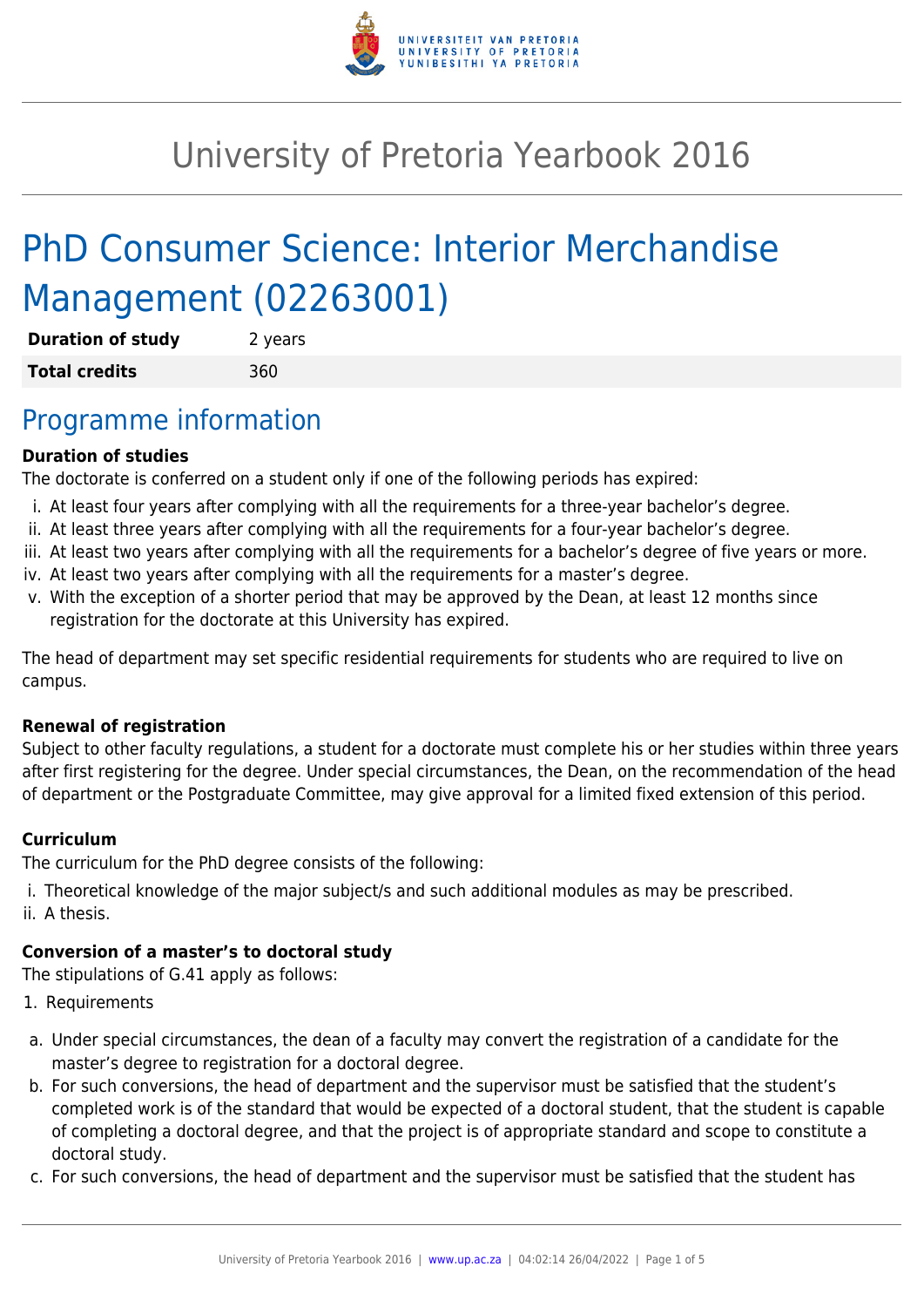# University of Pretoria Yearbook 2016

## PhD Consumer Science: Interior Merchandise Management (02263001)

| | |
|---|---|
| **Duration of study** | 2 years |
| **Total credits** | 360 |

## Programme information

**Duration of studies**

The doctorate is conferred on a student only if one of the following periods has expired:

i. At least four years after complying with all the requirements for a three-year bachelor's degree.
ii. At least three years after complying with all the requirements for a four-year bachelor's degree.
iii. At least two years after complying with all the requirements for a bachelor's degree of five years or more.
iv. At least two years after complying with all the requirements for a master's degree.
v. With the exception of a shorter period that may be approved by the Dean, at least 12 months since registration for the doctorate at this University has expired.

The head of department may set specific residential requirements for students who are required to live on campus.

**Renewal of registration**

Subject to other faculty regulations, a student for a doctorate must complete his or her studies within three years after first registering for the degree. Under special circumstances, the Dean, on the recommendation of the head of department or the Postgraduate Committee, may give approval for a limited fixed extension of this period.

**Curriculum**

The curriculum for the PhD degree consists of the following:

i. Theoretical knowledge of the major subject/s and such additional modules as may be prescribed.
ii. A thesis.

**Conversion of a master's to doctoral study**

The stipulations of G.41 apply as follows:

1. Requirements

a. Under special circumstances, the dean of a faculty may convert the registration of a candidate for the master's degree to registration for a doctoral degree.
b. For such conversions, the head of department and the supervisor must be satisfied that the student's completed work is of the standard that would be expected of a doctoral student, that the student is capable of completing a doctoral degree, and that the project is of appropriate standard and scope to constitute a doctoral study.
c. For such conversions, the head of department and the supervisor must be satisfied that the student has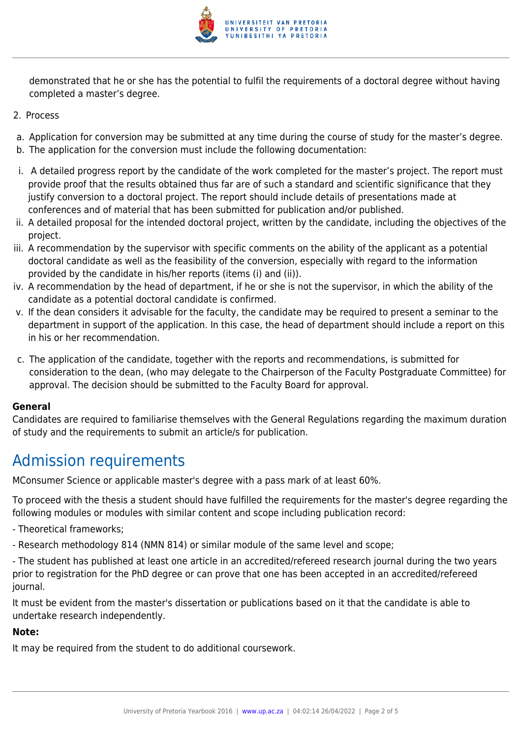demonstrated that he or she has the potential to fulfil the requirements of a doctoral degree without having completed a master's degree.

2. Process

a. Application for conversion may be submitted at any time during the course of study for the master's degree.
b. The application for the conversion must include the following documentation:

i. A detailed progress report by the candidate of the work completed for the master's project. The report must provide proof that the results obtained thus far are of such a standard and scientific significance that they justify conversion to a doctoral project. The report should include details of presentations made at conferences and of material that has been submitted for publication and/or published.
ii. A detailed proposal for the intended doctoral project, written by the candidate, including the objectives of the project.
iii. A recommendation by the supervisor with specific comments on the ability of the applicant as a potential doctoral candidate as well as the feasibility of the conversion, especially with regard to the information provided by the candidate in his/her reports (items (i) and (ii)).
iv. A recommendation by the head of department, if he or she is not the supervisor, in which the ability of the candidate as a potential doctoral candidate is confirmed.
v. If the dean considers it advisable for the faculty, the candidate may be required to present a seminar to the department in support of the application. In this case, the head of department should include a report on this in his or her recommendation.

c. The application of the candidate, together with the reports and recommendations, is submitted for consideration to the dean, (who may delegate to the Chairperson of the Faculty Postgraduate Committee) for approval. The decision should be submitted to the Faculty Board for approval.

**General**

Candidates are required to familiarise themselves with the General Regulations regarding the maximum duration of study and the requirements to submit an article/s for publication.

## Admission requirements

MConsumer Science or applicable master's degree with a pass mark of at least 60%.

To proceed with the thesis a student should have fulfilled the requirements for the master's degree regarding the following modules or modules with similar content and scope including publication record:

- Theoretical frameworks;

- Research methodology 814 (NMN 814) or similar module of the same level and scope;

- The student has published at least one article in an accredited/refereed research journal during the two years prior to registration for the PhD degree or can prove that one has been accepted in an accredited/refereed journal.

It must be evident from the master's dissertation or publications based on it that the candidate is able to undertake research independently.

**Note:**

It may be required from the student to do additional coursework.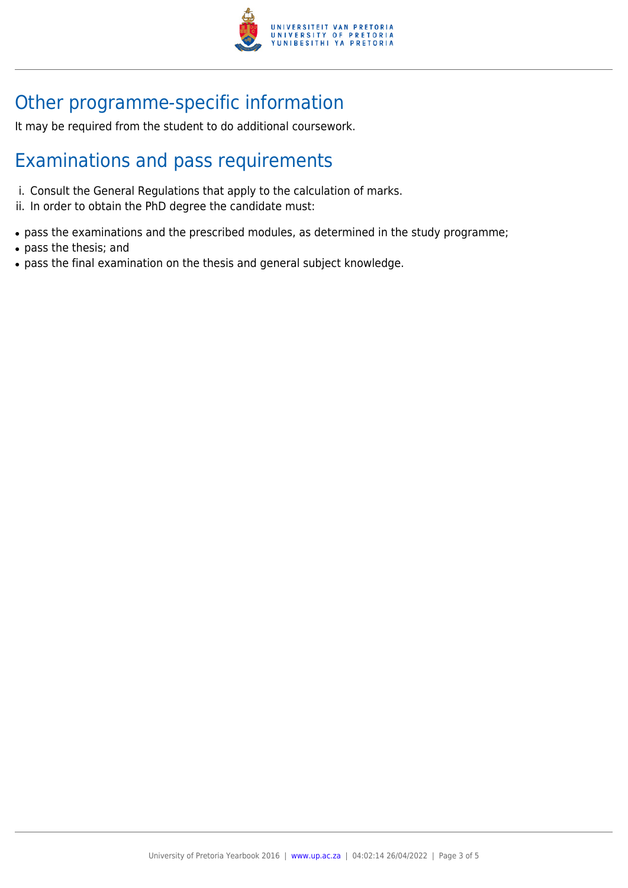## Other programme-specific information

It may be required from the student to do additional coursework.

## Examinations and pass requirements

i. Consult the General Regulations that apply to the calculation of marks.
ii. In order to obtain the PhD degree the candidate must:

- pass the examinations and the prescribed modules, as determined in the study programme;
- pass the thesis; and
- pass the final examination on the thesis and general subject knowledge.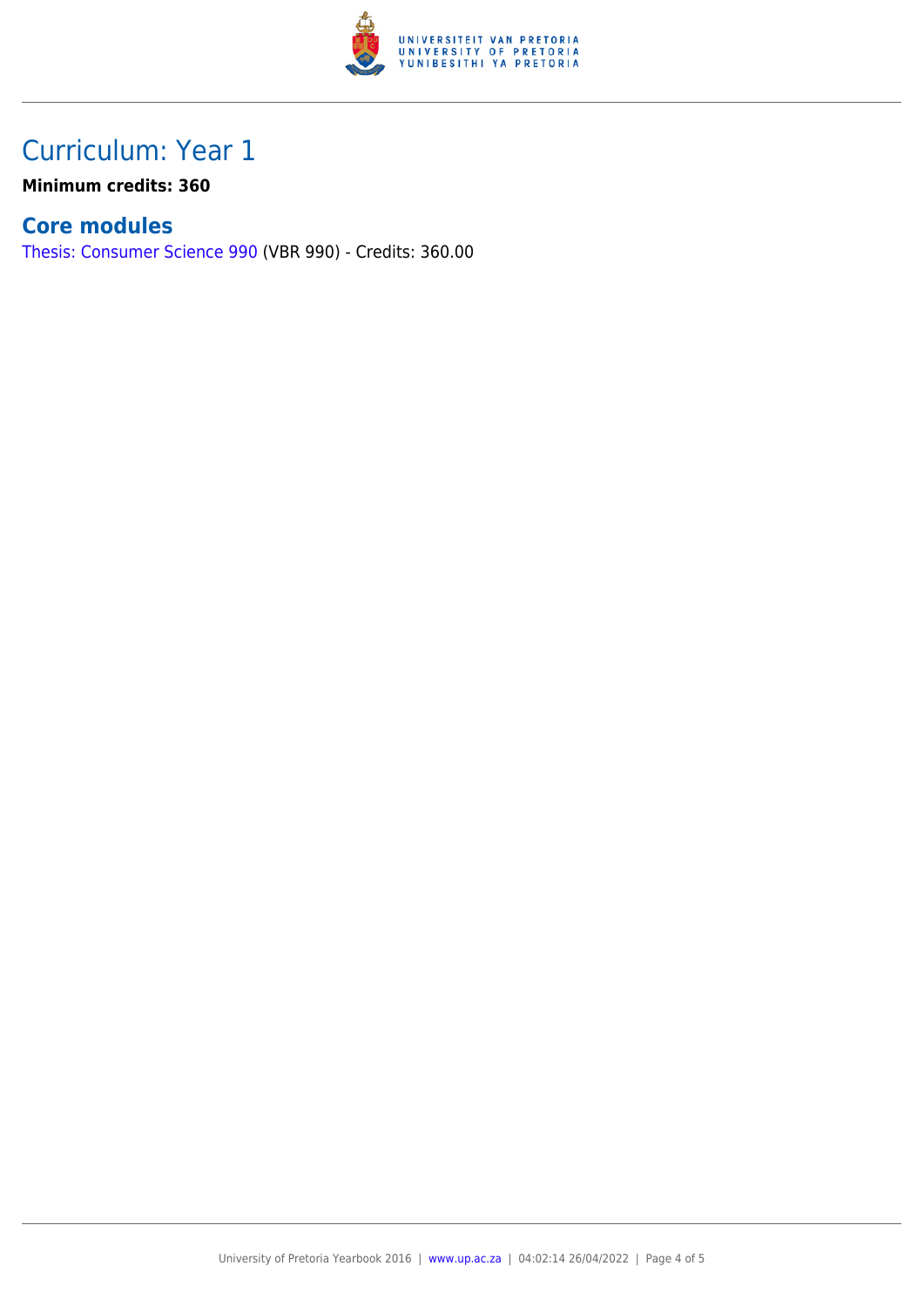# Curriculum: Year 1

**Minimum credits: 360**

## Core modules

Thesis: Consumer Science 990 (VBR 990) - Credits: 360.00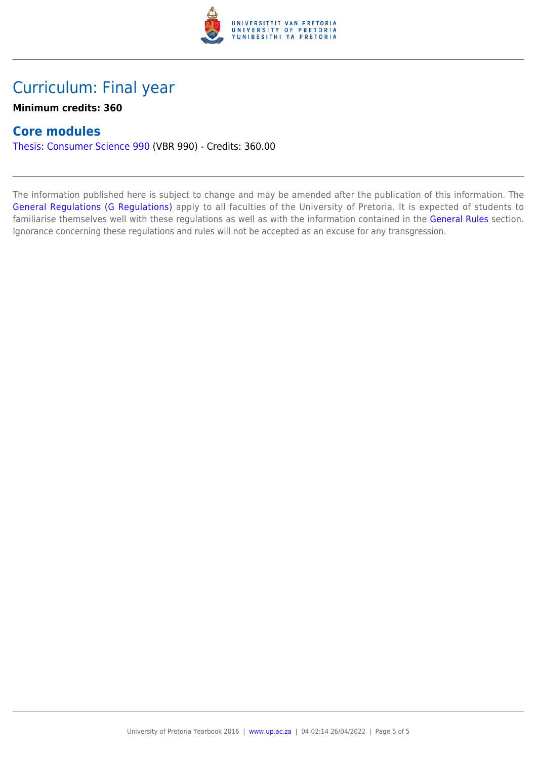# Curriculum: Final year

**Minimum credits: 360**

## Core modules

Thesis: Consumer Science 990 (VBR 990) - Credits: 360.00

---

The information published here is subject to change and may be amended after the publication of this information. The General Regulations (G Regulations) apply to all faculties of the University of Pretoria. It is expected of students to familiarise themselves well with these regulations as well as with the information contained in the General Rules section. Ignorance concerning these regulations and rules will not be accepted as an excuse for any transgression.